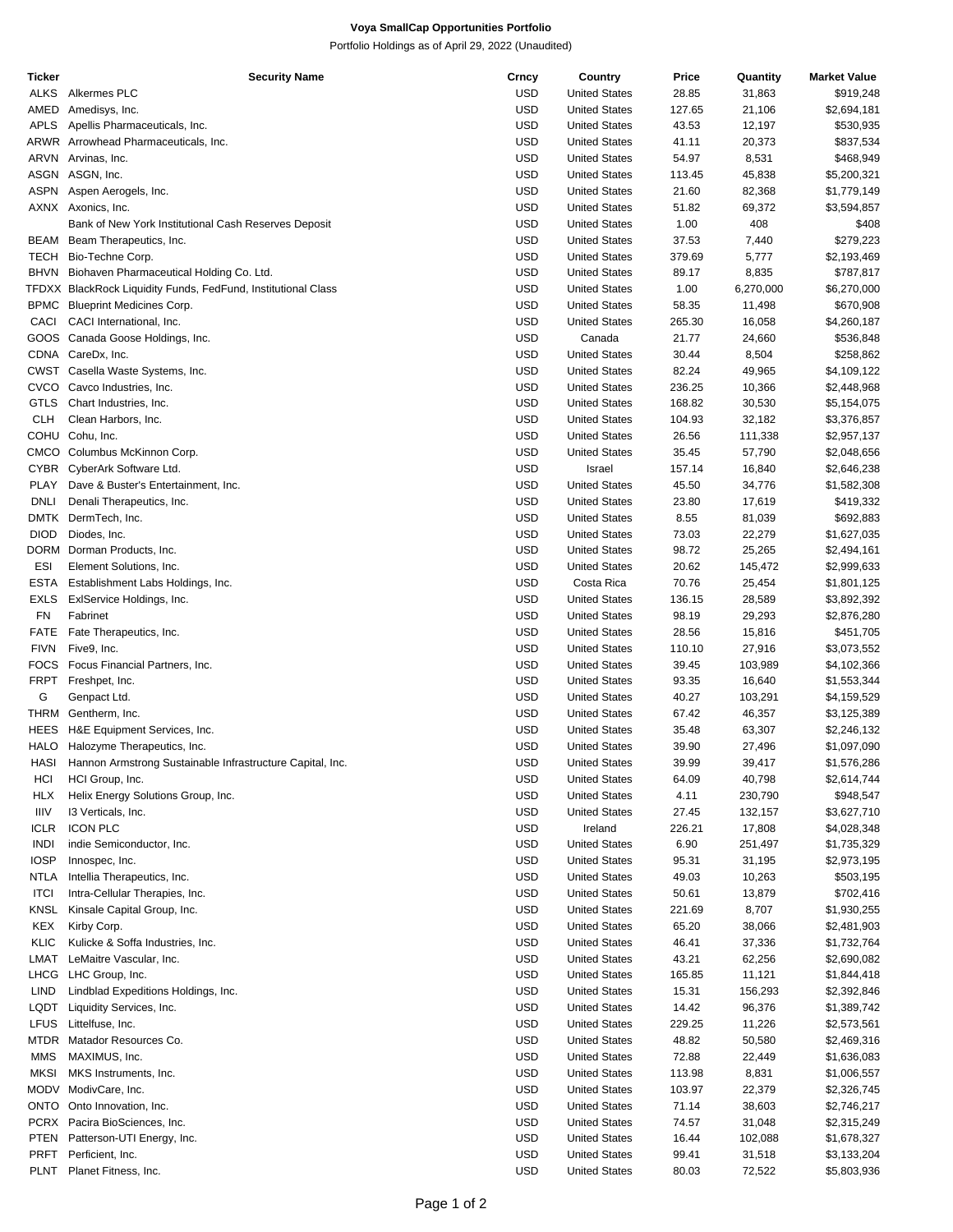# Voya SmallCap Opportunities Portfolio

Portfolio Holdings as of April 29, 2022 (Unaudited)

| Ticker | Security Name | Crncy | Country | Price | Quantity | Market Value |
|---|---|---|---|---|---|---|
| ALKS | Alkermes PLC | USD | United States | 28.85 | 31,863 | $919,248 |
| AMED | Amedisys, Inc. | USD | United States | 127.65 | 21,106 | $2,694,181 |
| APLS | Apellis Pharmaceuticals, Inc. | USD | United States | 43.53 | 12,197 | $530,935 |
| ARWR | Arrowhead Pharmaceuticals, Inc. | USD | United States | 41.11 | 20,373 | $837,534 |
| ARVN | Arvinas, Inc. | USD | United States | 54.97 | 8,531 | $468,949 |
| ASGN | ASGN, Inc. | USD | United States | 113.45 | 45,838 | $5,200,321 |
| ASPN | Aspen Aerogels, Inc. | USD | United States | 21.60 | 82,368 | $1,779,149 |
| AXNX | Axonics, Inc. | USD | United States | 51.82 | 69,372 | $3,594,857 |
| | Bank of New York Institutional Cash Reserves Deposit | USD | United States | 1.00 | 408 | $408 |
| BEAM | Beam Therapeutics, Inc. | USD | United States | 37.53 | 7,440 | $279,223 |
| TECH | Bio-Techne Corp. | USD | United States | 379.69 | 5,777 | $2,193,469 |
| BHVN | Biohaven Pharmaceutical Holding Co. Ltd. | USD | United States | 89.17 | 8,835 | $787,817 |
| TFDXX | BlackRock Liquidity Funds, FedFund, Institutional Class | USD | United States | 1.00 | 6,270,000 | $6,270,000 |
| BPMC | Blueprint Medicines Corp. | USD | United States | 58.35 | 11,498 | $670,908 |
| CACI | CACI International, Inc. | USD | United States | 265.30 | 16,058 | $4,260,187 |
| GOOS | Canada Goose Holdings, Inc. | USD | Canada | 21.77 | 24,660 | $536,848 |
| CDNA | CareDx, Inc. | USD | United States | 30.44 | 8,504 | $258,862 |
| CWST | Casella Waste Systems, Inc. | USD | United States | 82.24 | 49,965 | $4,109,122 |
| CVCO | Cavco Industries, Inc. | USD | United States | 236.25 | 10,366 | $2,448,968 |
| GTLS | Chart Industries, Inc. | USD | United States | 168.82 | 30,530 | $5,154,075 |
| CLH | Clean Harbors, Inc. | USD | United States | 104.93 | 32,182 | $3,376,857 |
| COHU | Cohu, Inc. | USD | United States | 26.56 | 111,338 | $2,957,137 |
| CMCO | Columbus McKinnon Corp. | USD | United States | 35.45 | 57,790 | $2,048,656 |
| CYBR | CyberArk Software Ltd. | USD | Israel | 157.14 | 16,840 | $2,646,238 |
| PLAY | Dave & Buster's Entertainment, Inc. | USD | United States | 45.50 | 34,776 | $1,582,308 |
| DNLI | Denali Therapeutics, Inc. | USD | United States | 23.80 | 17,619 | $419,332 |
| DMTK | DermTech, Inc. | USD | United States | 8.55 | 81,039 | $692,883 |
| DIOD | Diodes, Inc. | USD | United States | 73.03 | 22,279 | $1,627,035 |
| DORM | Dorman Products, Inc. | USD | United States | 98.72 | 25,265 | $2,494,161 |
| ESI | Element Solutions, Inc. | USD | United States | 20.62 | 145,472 | $2,999,633 |
| ESTA | Establishment Labs Holdings, Inc. | USD | Costa Rica | 70.76 | 25,454 | $1,801,125 |
| EXLS | ExlService Holdings, Inc. | USD | United States | 136.15 | 28,589 | $3,892,392 |
| FN | Fabrinet | USD | United States | 98.19 | 29,293 | $2,876,280 |
| FATE | Fate Therapeutics, Inc. | USD | United States | 28.56 | 15,816 | $451,705 |
| FIVN | Five9, Inc. | USD | United States | 110.10 | 27,916 | $3,073,552 |
| FOCS | Focus Financial Partners, Inc. | USD | United States | 39.45 | 103,989 | $4,102,366 |
| FRPT | Freshpet, Inc. | USD | United States | 93.35 | 16,640 | $1,553,344 |
| G | Genpact Ltd. | USD | United States | 40.27 | 103,291 | $4,159,529 |
| THRM | Gentherm, Inc. | USD | United States | 67.42 | 46,357 | $3,125,389 |
| HEES | H&E Equipment Services, Inc. | USD | United States | 35.48 | 63,307 | $2,246,132 |
| HALO | Halozyme Therapeutics, Inc. | USD | United States | 39.90 | 27,496 | $1,097,090 |
| HASI | Hannon Armstrong Sustainable Infrastructure Capital, Inc. | USD | United States | 39.99 | 39,417 | $1,576,286 |
| HCI | HCI Group, Inc. | USD | United States | 64.09 | 40,798 | $2,614,744 |
| HLX | Helix Energy Solutions Group, Inc. | USD | United States | 4.11 | 230,790 | $948,547 |
| IIIV | I3 Verticals, Inc. | USD | United States | 27.45 | 132,157 | $3,627,710 |
| ICLR | ICON PLC | USD | Ireland | 226.21 | 17,808 | $4,028,348 |
| INDI | indie Semiconductor, Inc. | USD | United States | 6.90 | 251,497 | $1,735,329 |
| IOSP | Innospec, Inc. | USD | United States | 95.31 | 31,195 | $2,973,195 |
| NTLA | Intellia Therapeutics, Inc. | USD | United States | 49.03 | 10,263 | $503,195 |
| ITCI | Intra-Cellular Therapies, Inc. | USD | United States | 50.61 | 13,879 | $702,416 |
| KNSL | Kinsale Capital Group, Inc. | USD | United States | 221.69 | 8,707 | $1,930,255 |
| KEX | Kirby Corp. | USD | United States | 65.20 | 38,066 | $2,481,903 |
| KLIC | Kulicke & Soffa Industries, Inc. | USD | United States | 46.41 | 37,336 | $1,732,764 |
| LMAT | LeMaitre Vascular, Inc. | USD | United States | 43.21 | 62,256 | $2,690,082 |
| LHCG | LHC Group, Inc. | USD | United States | 165.85 | 11,121 | $1,844,418 |
| LIND | Lindblad Expeditions Holdings, Inc. | USD | United States | 15.31 | 156,293 | $2,392,846 |
| LQDT | Liquidity Services, Inc. | USD | United States | 14.42 | 96,376 | $1,389,742 |
| LFUS | Littelfuse, Inc. | USD | United States | 229.25 | 11,226 | $2,573,561 |
| MTDR | Matador Resources Co. | USD | United States | 48.82 | 50,580 | $2,469,316 |
| MMS | MAXIMUS, Inc. | USD | United States | 72.88 | 22,449 | $1,636,083 |
| MKSI | MKS Instruments, Inc. | USD | United States | 113.98 | 8,831 | $1,006,557 |
| MODV | ModivCare, Inc. | USD | United States | 103.97 | 22,379 | $2,326,745 |
| ONTO | Onto Innovation, Inc. | USD | United States | 71.14 | 38,603 | $2,746,217 |
| PCRX | Pacira BioSciences, Inc. | USD | United States | 74.57 | 31,048 | $2,315,249 |
| PTEN | Patterson-UTI Energy, Inc. | USD | United States | 16.44 | 102,088 | $1,678,327 |
| PRFT | Perficient, Inc. | USD | United States | 99.41 | 31,518 | $3,133,204 |
| PLNT | Planet Fitness, Inc. | USD | United States | 80.03 | 72,522 | $5,803,936 |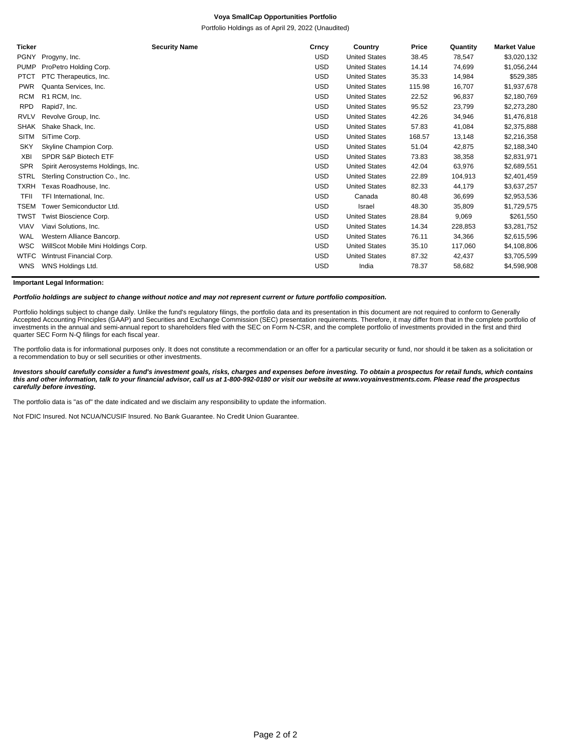**Voya SmallCap Opportunities Portfolio**

Portfolio Holdings as of April 29, 2022 (Unaudited)

| Ticker | Security Name | Crncy | Country | Price | Quantity | Market Value |
|---|---|---|---|---|---|---|
| PGNY | Progyny, Inc. | USD | United States | 38.45 | 78,547 | $3,020,132 |
| PUMP | ProPetro Holding Corp. | USD | United States | 14.14 | 74,699 | $1,056,244 |
| PTCT | PTC Therapeutics, Inc. | USD | United States | 35.33 | 14,984 | $529,385 |
| PWR | Quanta Services, Inc. | USD | United States | 115.98 | 16,707 | $1,937,678 |
| RCM | R1 RCM, Inc. | USD | United States | 22.52 | 96,837 | $2,180,769 |
| RPD | Rapid7, Inc. | USD | United States | 95.52 | 23,799 | $2,273,280 |
| RVLV | Revolve Group, Inc. | USD | United States | 42.26 | 34,946 | $1,476,818 |
| SHAK | Shake Shack, Inc. | USD | United States | 57.83 | 41,084 | $2,375,888 |
| SITM | SiTime Corp. | USD | United States | 168.57 | 13,148 | $2,216,358 |
| SKY | Skyline Champion Corp. | USD | United States | 51.04 | 42,875 | $2,188,340 |
| XBI | SPDR S&P Biotech ETF | USD | United States | 73.83 | 38,358 | $2,831,971 |
| SPR | Spirit Aerosystems Holdings, Inc. | USD | United States | 42.04 | 63,976 | $2,689,551 |
| STRL | Sterling Construction Co., Inc. | USD | United States | 22.89 | 104,913 | $2,401,459 |
| TXRH | Texas Roadhouse, Inc. | USD | United States | 82.33 | 44,179 | $3,637,257 |
| TFII | TFI International, Inc. | USD | Canada | 80.48 | 36,699 | $2,953,536 |
| TSEM | Tower Semiconductor Ltd. | USD | Israel | 48.30 | 35,809 | $1,729,575 |
| TWST | Twist Bioscience Corp. | USD | United States | 28.84 | 9,069 | $261,550 |
| VIAV | Viavi Solutions, Inc. | USD | United States | 14.34 | 228,853 | $3,281,752 |
| WAL | Western Alliance Bancorp. | USD | United States | 76.11 | 34,366 | $2,615,596 |
| WSC | WillScot Mobile Mini Holdings Corp. | USD | United States | 35.10 | 117,060 | $4,108,806 |
| WTFC | Wintrust Financial Corp. | USD | United States | 87.32 | 42,437 | $3,705,599 |
| WNS | WNS Holdings Ltd. | USD | India | 78.37 | 58,682 | $4,598,908 |

**Important Legal Information:**

***Portfolio holdings are subject to change without notice and may not represent current or future portfolio composition.***

Portfolio holdings subject to change daily. Unlike the fund's regulatory filings, the portfolio data and its presentation in this document are not required to conform to Generally Accepted Accounting Principles (GAAP) and Securities and Exchange Commission (SEC) presentation requirements. Therefore, it may differ from that in the complete portfolio of investments in the annual and semi-annual report to shareholders filed with the SEC on Form N-CSR, and the complete portfolio of investments provided in the first and third quarter SEC Form N-Q filings for each fiscal year.

The portfolio data is for informational purposes only. It does not constitute a recommendation or an offer for a particular security or fund, nor should it be taken as a solicitation or a recommendation to buy or sell securities or other investments.

***Investors should carefully consider a fund's investment goals, risks, charges and expenses before investing. To obtain a prospectus for retail funds, which contains this and other information, talk to your financial advisor, call us at 1-800-992-0180 or visit our website at www.voyainvestments.com. Please read the prospectus carefully before investing.***

The portfolio data is "as of" the date indicated and we disclaim any responsibility to update the information.

Not FDIC Insured. Not NCUA/NCUSIF Insured. No Bank Guarantee. No Credit Union Guarantee.